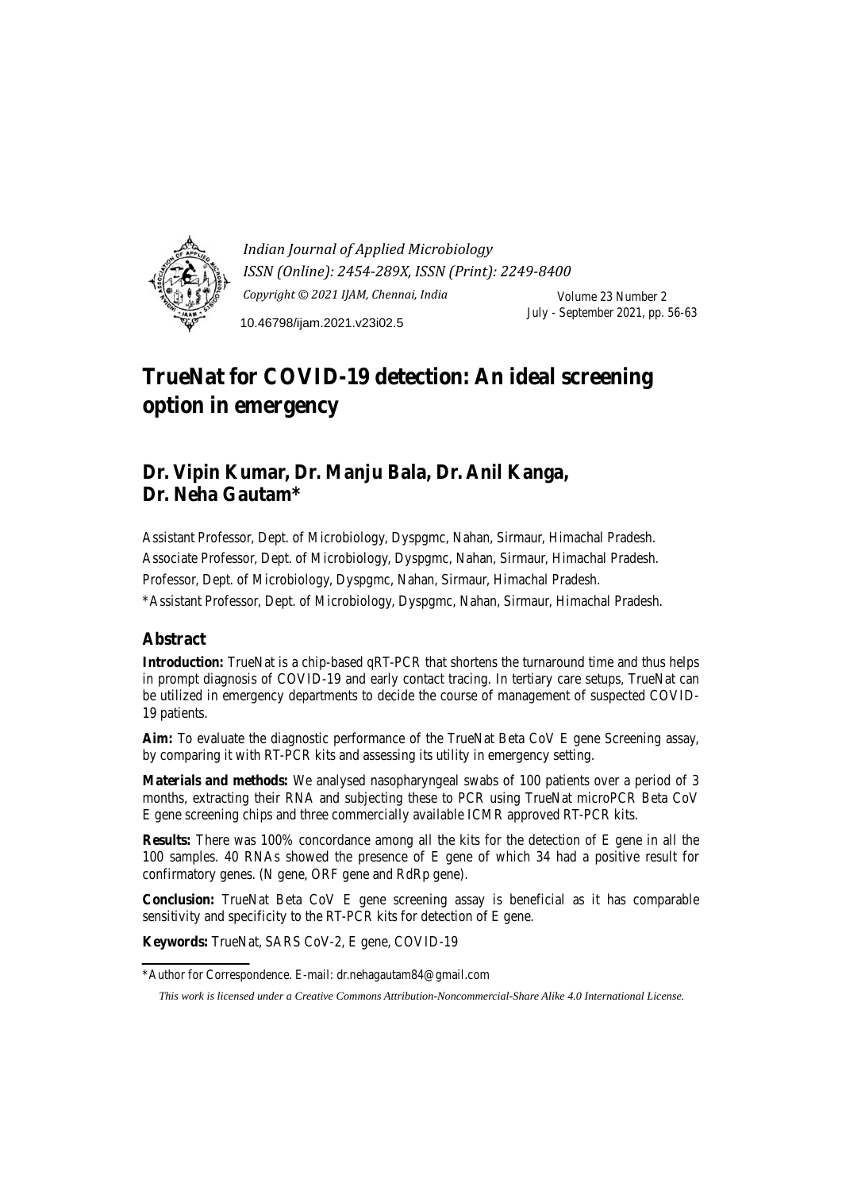*Indian Journal of Applied Microbiology*
*ISSN (Online): 2454-289X, ISSN (Print): 2249-8400*
*Copyright © 2021 IJAM, Chennai, India*

10.46798/ijam.2021.v23i02.5

Volume 23 Number 2
July - September 2021, pp. 56-63

# TrueNat for COVID-19 detection: An ideal screening option in emergency

## Dr. Vipin Kumar, Dr. Manju Bala, Dr. Anil Kanga, Dr. Neha Gautam*

Assistant Professor, Dept. of Microbiology, Dyspgmc, Nahan, Sirmaur, Himachal Pradesh.

Associate Professor, Dept. of Microbiology, Dyspgmc, Nahan, Sirmaur, Himachal Pradesh.

Professor, Dept. of Microbiology, Dyspgmc, Nahan, Sirmaur, Himachal Pradesh.

*Assistant Professor, Dept. of Microbiology, Dyspgmc, Nahan, Sirmaur, Himachal Pradesh.

### Abstract

**Introduction:** TrueNat is a chip-based qRT-PCR that shortens the turnaround time and thus helps in prompt diagnosis of COVID-19 and early contact tracing. In tertiary care setups, TrueNat can be utilized in emergency departments to decide the course of management of suspected COVID-19 patients.

**Aim:** To evaluate the diagnostic performance of the TrueNat Beta CoV E gene Screening assay, by comparing it with RT-PCR kits and assessing its utility in emergency setting.

**Materials and methods:** We analysed nasopharyngeal swabs of 100 patients over a period of 3 months, extracting their RNA and subjecting these to PCR using TrueNat microPCR Beta CoV E gene screening chips and three commercially available ICMR approved RT-PCR kits.

**Results:** There was 100% concordance among all the kits for the detection of E gene in all the 100 samples. 40 RNAs showed the presence of E gene of which 34 had a positive result for confirmatory genes. (N gene, ORF gene and RdRp gene).

**Conclusion:** TrueNat Beta CoV E gene screening assay is beneficial as it has comparable sensitivity and specificity to the RT-PCR kits for detection of E gene.

**Keywords:** TrueNat, SARS CoV-2, E gene, COVID-19

*Author for Correspondence. E-mail: dr.nehagautam84@gmail.com

*This work is licensed under a Creative Commons Attribution-Noncommercial-Share Alike 4.0 International License.*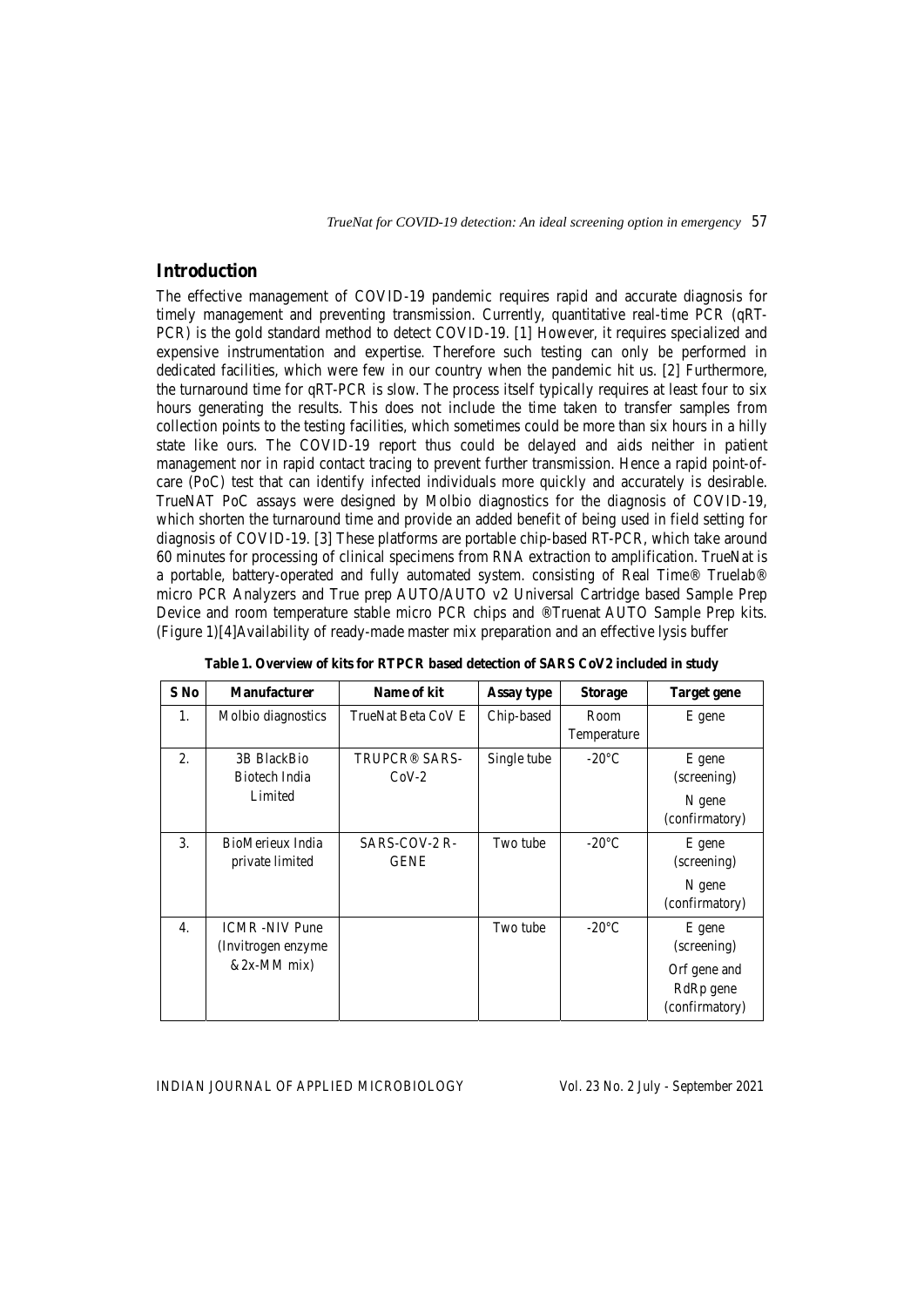## Introduction

The effective management of COVID-19 pandemic requires rapid and accurate diagnosis for timely management and preventing transmission. Currently, quantitative real-time PCR (qRT-PCR) is the gold standard method to detect COVID-19. [1] However, it requires specialized and expensive instrumentation and expertise. Therefore such testing can only be performed in dedicated facilities, which were few in our country when the pandemic hit us. [2] Furthermore, the turnaround time for qRT-PCR is slow. The process itself typically requires at least four to six hours generating the results. This does not include the time taken to transfer samples from collection points to the testing facilities, which sometimes could be more than six hours in a hilly state like ours. The COVID-19 report thus could be delayed and aids neither in patient management nor in rapid contact tracing to prevent further transmission. Hence a rapid point-of-care (PoC) test that can identify infected individuals more quickly and accurately is desirable. TrueNAT PoC assays were designed by Molbio diagnostics for the diagnosis of COVID-19, which shorten the turnaround time and provide an added benefit of being used in field setting for diagnosis of COVID-19. [3] These platforms are portable chip-based RT-PCR, which take around 60 minutes for processing of clinical specimens from RNA extraction to amplification. TrueNat is a portable, battery-operated and fully automated system. consisting of Real Time® Truelab® micro PCR Analyzers and True prep AUTO/AUTO v2 Universal Cartridge based Sample Prep Device and room temperature stable micro PCR chips and ®Truenat AUTO Sample Prep kits. (Figure 1)[4]Availability of ready-made master mix preparation and an effective lysis buffer

**Table 1. Overview of kits for RTPCR based detection of SARS CoV2 included in study**

| S No | Manufacturer | Name of kit | Assay type | Storage | Target gene |
|---|---|---|---|---|---|
| 1. | Molbio diagnostics | TrueNat Beta CoV E | Chip-based | Room Temperature | E gene |
| 2. | 3B BlackBio Biotech India Limited | TRUPCR® SARS-CoV-2 | Single tube | -20°C | E gene (screening)<br>N gene (confirmatory) |
| 3. | BioMerieux India private limited | SARS-COV-2 R-GENE | Two tube | -20°C | E gene (screening)<br>N gene (confirmatory) |
| 4. | ICMR -NIV Pune (Invitrogen enzyme & 2x-MM mix) | | Two tube | -20°C | E gene (screening)<br>Orf gene and RdRp gene (confirmatory) |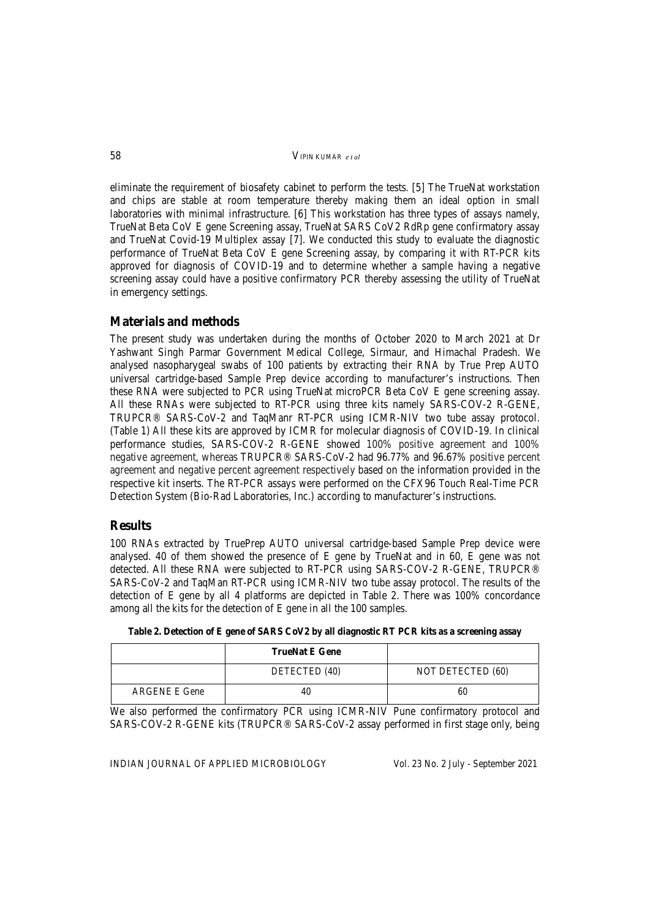eliminate the requirement of biosafety cabinet to perform the tests. [5] The TrueNat workstation and chips are stable at room temperature thereby making them an ideal option in small laboratories with minimal infrastructure. [6] This workstation has three types of assays namely, TrueNat Beta CoV E gene Screening assay, TrueNat SARS CoV2 RdRp gene confirmatory assay and TrueNat Covid-19 Multiplex assay [7]. We conducted this study to evaluate the diagnostic performance of TrueNat Beta CoV E gene Screening assay, by comparing it with RT-PCR kits approved for diagnosis of COVID-19 and to determine whether a sample having a negative screening assay could have a positive confirmatory PCR thereby assessing the utility of TrueNat in emergency settings.

## Materials and methods

The present study was undertaken during the months of October 2020 to March 2021 at Dr Yashwant Singh Parmar Government Medical College, Sirmaur, and Himachal Pradesh. We analysed nasopharygeal swabs of 100 patients by extracting their RNA by True Prep AUTO universal cartridge-based Sample Prep device according to manufacturer's instructions. Then these RNA were subjected to PCR using TrueNat microPCR Beta CoV E gene screening assay. All these RNAs were subjected to RT-PCR using three kits namely SARS-COV-2 R-GENE, TRUPCR® SARS-CoV-2 and TaqManr RT-PCR using ICMR-NIV two tube assay protocol. (Table 1) All these kits are approved by ICMR for molecular diagnosis of COVID-19. In clinical performance studies, SARS-COV-2 R-GENE showed 100% positive agreement and 100% negative agreement, whereas TRUPCR® SARS-CoV-2 had 96.77% and 96.67% positive percent agreement and negative percent agreement respectively based on the information provided in the respective kit inserts. The RT-PCR assays were performed on the CFX96 Touch Real-Time PCR Detection System (Bio-Rad Laboratories, Inc.) according to manufacturer's instructions.

## Results

100 RNAs extracted by TruePrep AUTO universal cartridge-based Sample Prep device were analysed. 40 of them showed the presence of E gene by TrueNat and in 60, E gene was not detected. All these RNA were subjected to RT-PCR using SARS-COV-2 R-GENE, TRUPCR® SARS-CoV-2 and TaqMan RT-PCR using ICMR-NIV two tube assay protocol. The results of the detection of E gene by all 4 platforms are depicted in Table 2. There was 100% concordance among all the kits for the detection of E gene in all the 100 samples.

**Table 2. Detection of E gene of SARS CoV2 by all diagnostic RT PCR kits as a screening assay**

| | **TrueNat E Gene** | |
|---|---|---|
| | DETECTED (40) | NOT DETECTED (60) |
| ARGENE E Gene | 40 | 60 |

We also performed the confirmatory PCR using ICMR-NIV Pune confirmatory protocol and SARS-COV-2 R-GENE kits (TRUPCR® SARS-CoV-2 assay performed in first stage only, being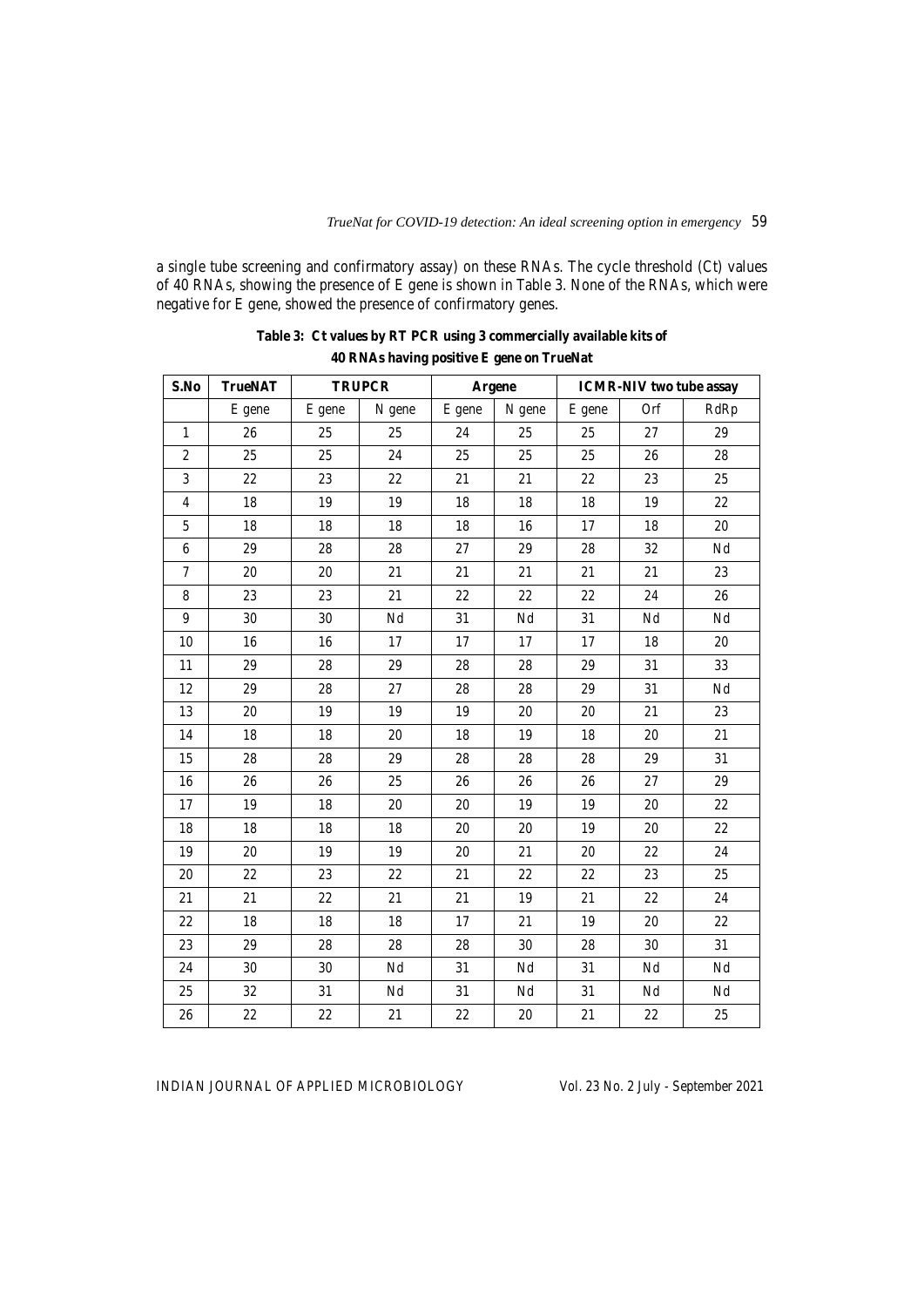a single tube screening and confirmatory assay) on these RNAs. The cycle threshold (Ct) values of 40 RNAs, showing the presence of E gene is shown in Table 3. None of the RNAs, which were negative for E gene, showed the presence of confirmatory genes.

**Table 3: Ct values by RT PCR using 3 commercially available kits of 40 RNAs having positive E gene on TrueNat**

| S.No | TrueNAT | TRUPCR | | Argene | | ICMR-NIV two tube assay | | |
|---|---|---|---|---|---|---|---|---|
| | E gene | E gene | N gene | E gene | N gene | E gene | Orf | RdRp |
| 1 | 26 | 25 | 25 | 24 | 25 | 25 | 27 | 29 |
| 2 | 25 | 25 | 24 | 25 | 25 | 25 | 26 | 28 |
| 3 | 22 | 23 | 22 | 21 | 21 | 22 | 23 | 25 |
| 4 | 18 | 19 | 19 | 18 | 18 | 18 | 19 | 22 |
| 5 | 18 | 18 | 18 | 18 | 16 | 17 | 18 | 20 |
| 6 | 29 | 28 | 28 | 27 | 29 | 28 | 32 | Nd |
| 7 | 20 | 20 | 21 | 21 | 21 | 21 | 21 | 23 |
| 8 | 23 | 23 | 21 | 22 | 22 | 22 | 24 | 26 |
| 9 | 30 | 30 | Nd | 31 | Nd | 31 | Nd | Nd |
| 10 | 16 | 16 | 17 | 17 | 17 | 17 | 18 | 20 |
| 11 | 29 | 28 | 29 | 28 | 28 | 29 | 31 | 33 |
| 12 | 29 | 28 | 27 | 28 | 28 | 29 | 31 | Nd |
| 13 | 20 | 19 | 19 | 19 | 20 | 20 | 21 | 23 |
| 14 | 18 | 18 | 20 | 18 | 19 | 18 | 20 | 21 |
| 15 | 28 | 28 | 29 | 28 | 28 | 28 | 29 | 31 |
| 16 | 26 | 26 | 25 | 26 | 26 | 26 | 27 | 29 |
| 17 | 19 | 18 | 20 | 20 | 19 | 19 | 20 | 22 |
| 18 | 18 | 18 | 18 | 20 | 20 | 19 | 20 | 22 |
| 19 | 20 | 19 | 19 | 20 | 21 | 20 | 22 | 24 |
| 20 | 22 | 23 | 22 | 21 | 22 | 22 | 23 | 25 |
| 21 | 21 | 22 | 21 | 21 | 19 | 21 | 22 | 24 |
| 22 | 18 | 18 | 18 | 17 | 21 | 19 | 20 | 22 |
| 23 | 29 | 28 | 28 | 28 | 30 | 28 | 30 | 31 |
| 24 | 30 | 30 | Nd | 31 | Nd | 31 | Nd | Nd |
| 25 | 32 | 31 | Nd | 31 | Nd | 31 | Nd | Nd |
| 26 | 22 | 22 | 21 | 22 | 20 | 21 | 22 | 25 |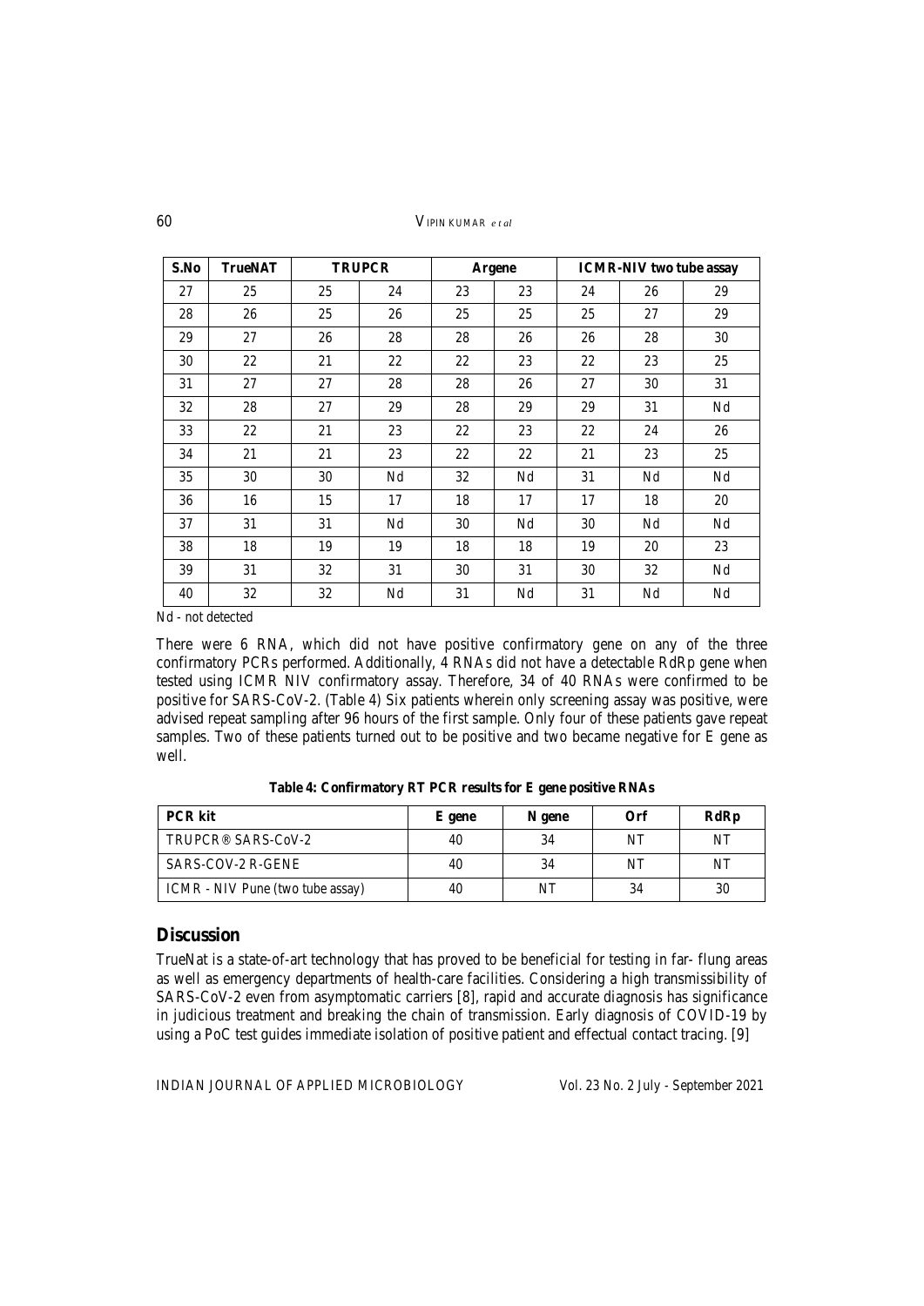| S.No | TrueNAT | TRUPCR | | Argene | | ICMR-NIV two tube assay | | |
|---|---|---|---|---|---|---|---|---|
| 27 | 25 | 25 | 24 | 23 | 23 | 24 | 26 | 29 |
| 28 | 26 | 25 | 26 | 25 | 25 | 25 | 27 | 29 |
| 29 | 27 | 26 | 28 | 28 | 26 | 26 | 28 | 30 |
| 30 | 22 | 21 | 22 | 22 | 23 | 22 | 23 | 25 |
| 31 | 27 | 27 | 28 | 28 | 26 | 27 | 30 | 31 |
| 32 | 28 | 27 | 29 | 28 | 29 | 29 | 31 | Nd |
| 33 | 22 | 21 | 23 | 22 | 23 | 22 | 24 | 26 |
| 34 | 21 | 21 | 23 | 22 | 22 | 21 | 23 | 25 |
| 35 | 30 | 30 | Nd | 32 | Nd | 31 | Nd | Nd |
| 36 | 16 | 15 | 17 | 18 | 17 | 17 | 18 | 20 |
| 37 | 31 | 31 | Nd | 30 | Nd | 30 | Nd | Nd |
| 38 | 18 | 19 | 19 | 18 | 18 | 19 | 20 | 23 |
| 39 | 31 | 32 | 31 | 30 | 31 | 30 | 32 | Nd |
| 40 | 32 | 32 | Nd | 31 | Nd | 31 | Nd | Nd |

Nd - not detected

There were 6 RNA, which did not have positive confirmatory gene on any of the three confirmatory PCRs performed. Additionally, 4 RNAs did not have a detectable RdRp gene when tested using ICMR NIV confirmatory assay. Therefore, 34 of 40 RNAs were confirmed to be positive for SARS-CoV-2. (Table 4) Six patients wherein only screening assay was positive, were advised repeat sampling after 96 hours of the first sample. Only four of these patients gave repeat samples. Two of these patients turned out to be positive and two became negative for E gene as well.

**Table 4: Confirmatory RT PCR results for E gene positive RNAs**

| PCR kit | E gene | N gene | Orf | RdRp |
|---|---|---|---|---|
| TRUPCR® SARS-CoV-2 | 40 | 34 | NT | NT |
| SARS-COV-2 R-GENE | 40 | 34 | NT | NT |
| ICMR - NIV Pune (two tube assay) | 40 | NT | 34 | 30 |

## Discussion

TrueNat is a state-of-art technology that has proved to be beneficial for testing in far- flung areas as well as emergency departments of health-care facilities. Considering a high transmissibility of SARS-CoV-2 even from asymptomatic carriers [8], rapid and accurate diagnosis has significance in judicious treatment and breaking the chain of transmission. Early diagnosis of COVID-19 by using a PoC test guides immediate isolation of positive patient and effectual contact tracing. [9]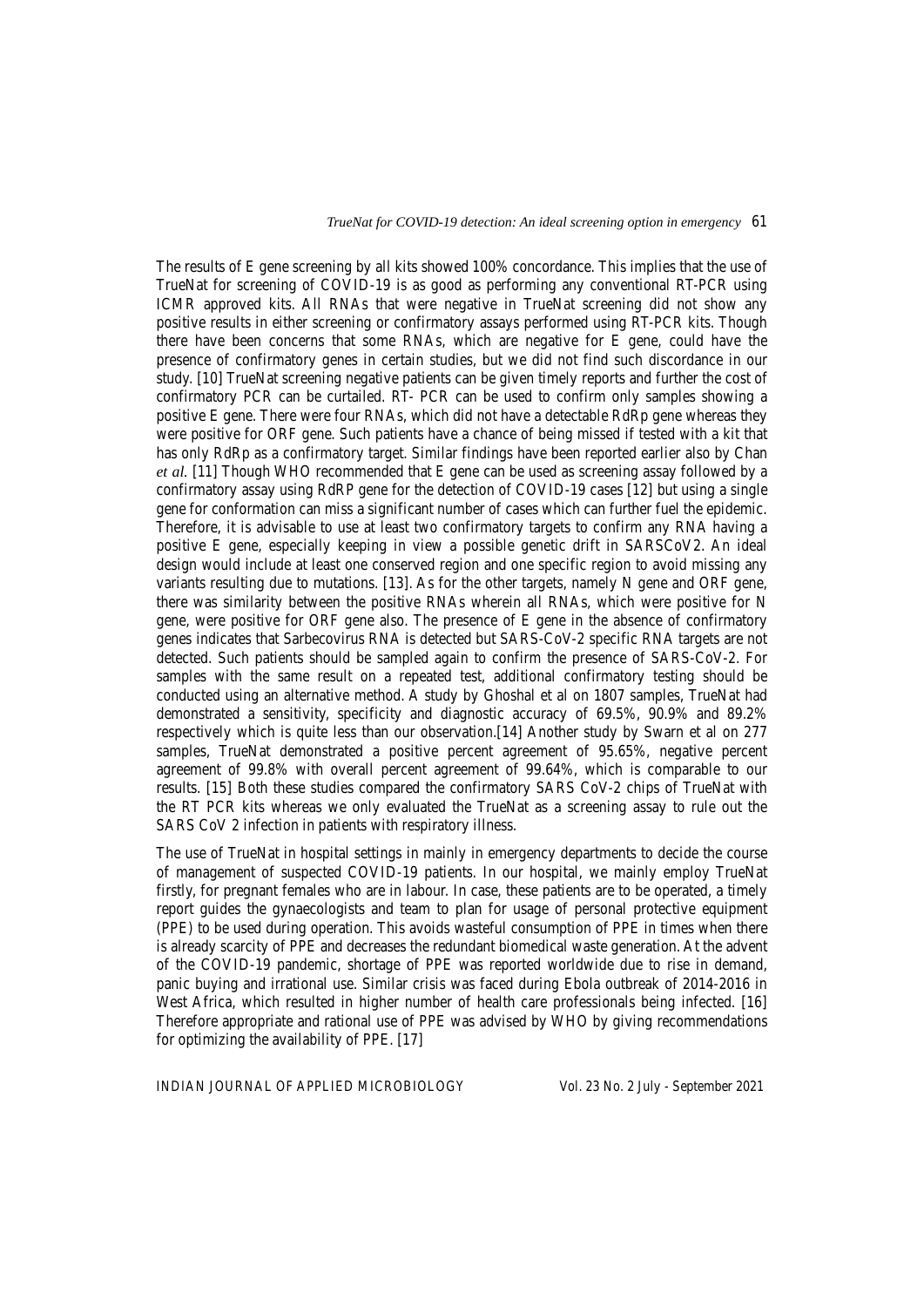The results of E gene screening by all kits showed 100% concordance. This implies that the use of TrueNat for screening of COVID-19 is as good as performing any conventional RT-PCR using ICMR approved kits. All RNAs that were negative in TrueNat screening did not show any positive results in either screening or confirmatory assays performed using RT-PCR kits. Though there have been concerns that some RNAs, which are negative for E gene, could have the presence of confirmatory genes in certain studies, but we did not find such discordance in our study. [10] TrueNat screening negative patients can be given timely reports and further the cost of confirmatory PCR can be curtailed. RT- PCR can be used to confirm only samples showing a positive E gene. There were four RNAs, which did not have a detectable RdRp gene whereas they were positive for ORF gene. Such patients have a chance of being missed if tested with a kit that has only RdRp as a confirmatory target. Similar findings have been reported earlier also by Chan *et al.* [11] Though WHO recommended that E gene can be used as screening assay followed by a confirmatory assay using RdRP gene for the detection of COVID-19 cases [12] but using a single gene for conformation can miss a significant number of cases which can further fuel the epidemic. Therefore, it is advisable to use at least two confirmatory targets to confirm any RNA having a positive E gene, especially keeping in view a possible genetic drift in SARSCoV2. An ideal design would include at least one conserved region and one specific region to avoid missing any variants resulting due to mutations. [13]. As for the other targets, namely N gene and ORF gene, there was similarity between the positive RNAs wherein all RNAs, which were positive for N gene, were positive for ORF gene also. The presence of E gene in the absence of confirmatory genes indicates that Sarbecovirus RNA is detected but SARS-CoV-2 specific RNA targets are not detected. Such patients should be sampled again to confirm the presence of SARS-CoV-2. For samples with the same result on a repeated test, additional confirmatory testing should be conducted using an alternative method. A study by Ghoshal et al on 1807 samples, TrueNat had demonstrated a sensitivity, specificity and diagnostic accuracy of 69.5%, 90.9% and 89.2% respectively which is quite less than our observation.[14] Another study by Swarn et al on 277 samples, TrueNat demonstrated a positive percent agreement of 95.65%, negative percent agreement of 99.8% with overall percent agreement of 99.64%, which is comparable to our results. [15] Both these studies compared the confirmatory SARS CoV-2 chips of TrueNat with the RT PCR kits whereas we only evaluated the TrueNat as a screening assay to rule out the SARS CoV 2 infection in patients with respiratory illness.

The use of TrueNat in hospital settings in mainly in emergency departments to decide the course of management of suspected COVID-19 patients. In our hospital, we mainly employ TrueNat firstly, for pregnant females who are in labour. In case, these patients are to be operated, a timely report guides the gynaecologists and team to plan for usage of personal protective equipment (PPE) to be used during operation. This avoids wasteful consumption of PPE in times when there is already scarcity of PPE and decreases the redundant biomedical waste generation. At the advent of the COVID-19 pandemic, shortage of PPE was reported worldwide due to rise in demand, panic buying and irrational use. Similar crisis was faced during Ebola outbreak of 2014-2016 in West Africa, which resulted in higher number of health care professionals being infected. [16] Therefore appropriate and rational use of PPE was advised by WHO by giving recommendations for optimizing the availability of PPE. [17]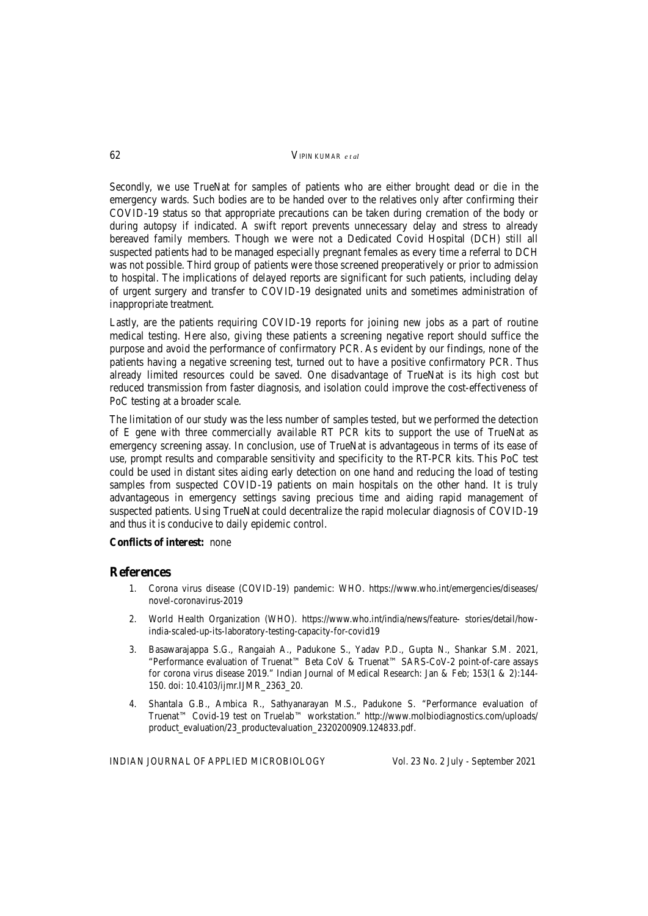Secondly, we use TrueNat for samples of patients who are either brought dead or die in the emergency wards. Such bodies are to be handed over to the relatives only after confirming their COVID-19 status so that appropriate precautions can be taken during cremation of the body or during autopsy if indicated. A swift report prevents unnecessary delay and stress to already bereaved family members. Though we were not a Dedicated Covid Hospital (DCH) still all suspected patients had to be managed especially pregnant females as every time a referral to DCH was not possible. Third group of patients were those screened preoperatively or prior to admission to hospital. The implications of delayed reports are significant for such patients, including delay of urgent surgery and transfer to COVID-19 designated units and sometimes administration of inappropriate treatment.

Lastly, are the patients requiring COVID-19 reports for joining new jobs as a part of routine medical testing. Here also, giving these patients a screening negative report should suffice the purpose and avoid the performance of confirmatory PCR. As evident by our findings, none of the patients having a negative screening test, turned out to have a positive confirmatory PCR. Thus already limited resources could be saved. One disadvantage of TrueNat is its high cost but reduced transmission from faster diagnosis, and isolation could improve the cost-effectiveness of PoC testing at a broader scale.

The limitation of our study was the less number of samples tested, but we performed the detection of E gene with three commercially available RT PCR kits to support the use of TrueNat as emergency screening assay. In conclusion, use of TrueNat is advantageous in terms of its ease of use, prompt results and comparable sensitivity and specificity to the RT-PCR kits. This PoC test could be used in distant sites aiding early detection on one hand and reducing the load of testing samples from suspected COVID-19 patients on main hospitals on the other hand. It is truly advantageous in emergency settings saving precious time and aiding rapid management of suspected patients. Using TrueNat could decentralize the rapid molecular diagnosis of COVID-19 and thus it is conducive to daily epidemic control.

**Conflicts of interest:** none

## References

1. Corona virus disease (COVID-19) pandemic: WHO. https://www.who.int/emergencies/diseases/novel-coronavirus-2019
2. World Health Organization (WHO). https://www.who.int/india/news/feature- stories/detail/how-india-scaled-up-its-laboratory-testing-capacity-for-covid19
3. Basawarajappa S.G., Rangaiah A., Padukone S., Yadav P.D., Gupta N., Shankar S.M. 2021, "Performance evaluation of Truenat™ Beta CoV & Truenat™ SARS-CoV-2 point-of-care assays for corona virus disease 2019." Indian Journal of Medical Research: Jan & Feb; 153(1 & 2):144-150. doi: 10.4103/ijmr.IJMR_2363_20.
4. Shantala G.B., Ambica R., Sathyanarayan M.S., Padukone S. "Performance evaluation of Truenat™ Covid-19 test on Truelab™ workstation." http://www.molbiodiagnostics.com/uploads/product_evaluation/23_productevaluation_2320200909.124833.pdf.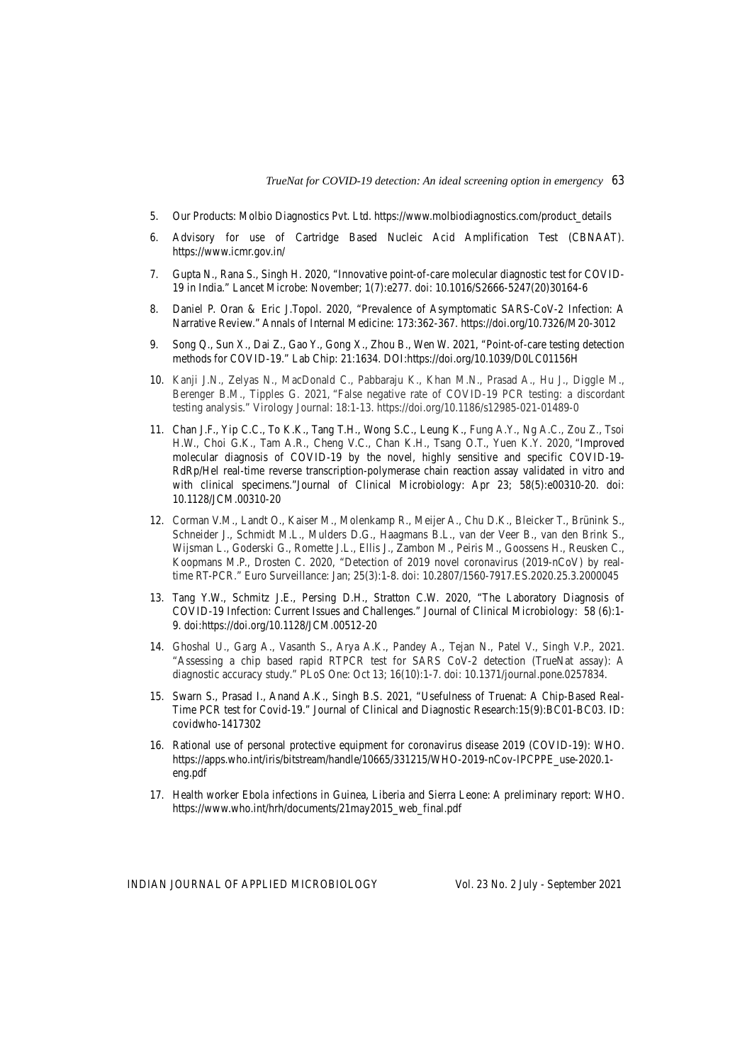5. Our Products: Molbio Diagnostics Pvt. Ltd. https://www.molbiodiagnostics.com/product_details

6. Advisory for use of Cartridge Based Nucleic Acid Amplification Test (CBNAAT). https://www.icmr.gov.in/

7. Gupta N., Rana S., Singh H. 2020, "Innovative point-of-care molecular diagnostic test for COVID-19 in India." Lancet Microbe: November; 1(7):e277. doi: 10.1016/S2666-5247(20)30164-6

8. Daniel P. Oran & Eric J.Topol. 2020, "Prevalence of Asymptomatic SARS-CoV-2 Infection: A Narrative Review." Annals of Internal Medicine: 173:362-367. https://doi.org/10.7326/M20-3012

9. Song Q., Sun X., Dai Z., Gao Y., Gong X., Zhou B., Wen W. 2021, "Point-of-care testing detection methods for COVID-19." Lab Chip: 21:1634. DOI:https://doi.org/10.1039/D0LC01156H

10. Kanji J.N., Zelyas N., MacDonald C., Pabbaraju K., Khan M.N., Prasad A., Hu J., Diggle M., Berenger B.M., Tipples G. 2021, "False negative rate of COVID-19 PCR testing: a discordant testing analysis." Virology Journal: 18:1-13. https://doi.org/10.1186/s12985-021-01489-0

11. Chan J.F., Yip C.C., To K.K., Tang T.H., Wong S.C., Leung K., Fung A.Y., Ng A.C., Zou Z., Tsoi H.W., Choi G.K., Tam A.R., Cheng V.C., Chan K.H., Tsang O.T., Yuen K.Y. 2020, "Improved molecular diagnosis of COVID-19 by the novel, highly sensitive and specific COVID-19-RdRp/Hel real-time reverse transcription-polymerase chain reaction assay validated in vitro and with clinical specimens."Journal of Clinical Microbiology: Apr 23; 58(5):e00310-20. doi: 10.1128/JCM.00310-20

12. Corman V.M., Landt O., Kaiser M., Molenkamp R., Meijer A., Chu D.K., Bleicker T., Brünink S., Schneider J., Schmidt M.L., Mulders D.G., Haagmans B.L., van der Veer B., van den Brink S., Wijsman L., Goderski G., Romette J.L., Ellis J., Zambon M., Peiris M., Goossens H., Reusken C., Koopmans M.P., Drosten C. 2020, "Detection of 2019 novel coronavirus (2019-nCoV) by real-time RT-PCR." Euro Surveillance: Jan; 25(3):1-8. doi: 10.2807/1560-7917.ES.2020.25.3.2000045

13. Tang Y.W., Schmitz J.E., Persing D.H., Stratton C.W. 2020, "The Laboratory Diagnosis of COVID-19 Infection: Current Issues and Challenges." Journal of Clinical Microbiology: 58 (6):1-9. doi:https://doi.org/10.1128/JCM.00512-20

14. Ghoshal U., Garg A., Vasanth S., Arya A.K., Pandey A., Tejan N., Patel V., Singh V.P., 2021. "Assessing a chip based rapid RTPCR test for SARS CoV-2 detection (TrueNat assay): A diagnostic accuracy study." PLoS One: Oct 13; 16(10):1-7. doi: 10.1371/journal.pone.0257834.

15. Swarn S., Prasad I., Anand A.K., Singh B.S. 2021, "Usefulness of Truenat: A Chip-Based Real-Time PCR test for Covid-19." Journal of Clinical and Diagnostic Research:15(9):BC01-BC03. ID: covidwho-1417302

16. Rational use of personal protective equipment for coronavirus disease 2019 (COVID-19): WHO. https://apps.who.int/iris/bitstream/handle/10665/331215/WHO-2019-nCov-IPCPPE_use-2020.1-eng.pdf

17. Health worker Ebola infections in Guinea, Liberia and Sierra Leone: A preliminary report: WHO. https://www.who.int/hrh/documents/21may2015_web_final.pdf